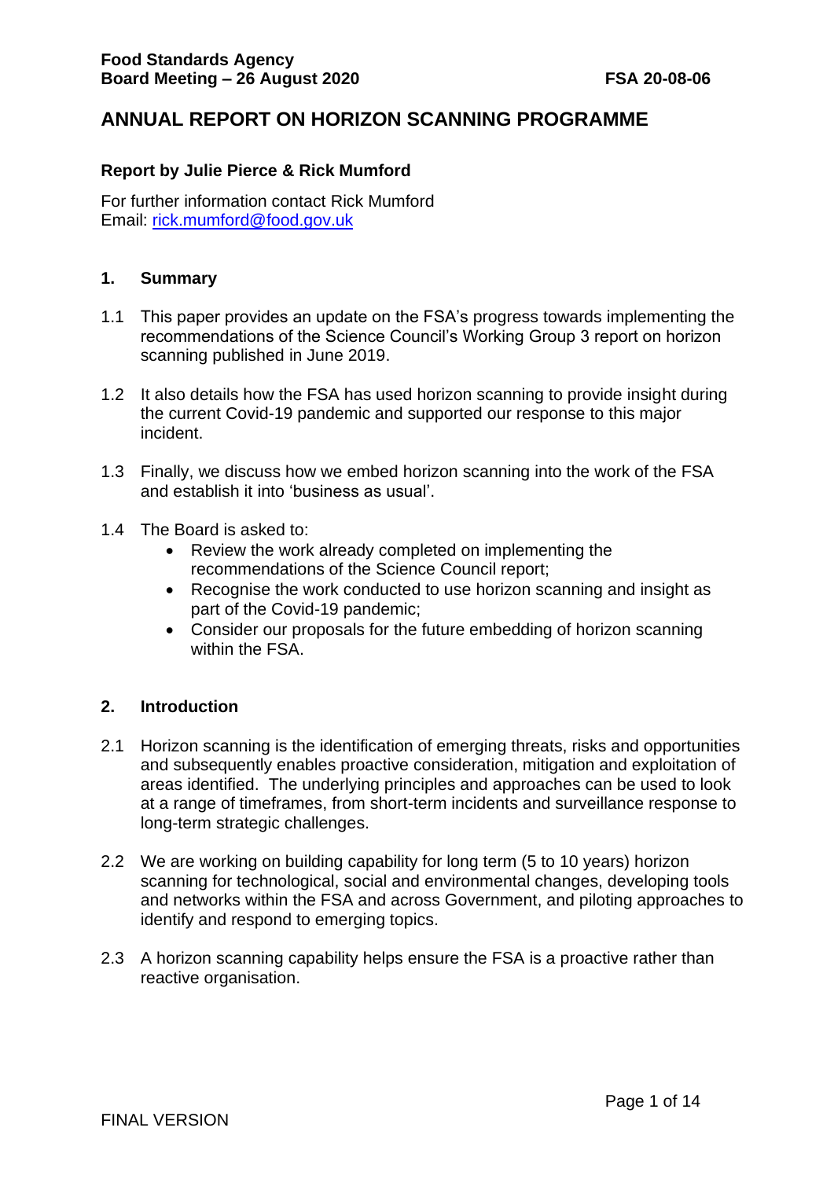**Food Standards Agency**
**Board Meeting – 26 August 2020** **FSA 20-08-06**

# ANNUAL REPORT ON HORIZON SCANNING PROGRAMME

**Report by Julie Pierce & Rick Mumford**

For further information contact Rick Mumford
Email: rick.mumford@food.gov.uk

## 1. Summary

1.1 This paper provides an update on the FSA's progress towards implementing the recommendations of the Science Council's Working Group 3 report on horizon scanning published in June 2019.

1.2 It also details how the FSA has used horizon scanning to provide insight during the current Covid-19 pandemic and supported our response to this major incident.

1.3 Finally, we discuss how we embed horizon scanning into the work of the FSA and establish it into 'business as usual'.

1.4 The Board is asked to:

- Review the work already completed on implementing the recommendations of the Science Council report;
- Recognise the work conducted to use horizon scanning and insight as part of the Covid-19 pandemic;
- Consider our proposals for the future embedding of horizon scanning within the FSA.

## 2. Introduction

2.1 Horizon scanning is the identification of emerging threats, risks and opportunities and subsequently enables proactive consideration, mitigation and exploitation of areas identified. The underlying principles and approaches can be used to look at a range of timeframes, from short-term incidents and surveillance response to long-term strategic challenges.

2.2 We are working on building capability for long term (5 to 10 years) horizon scanning for technological, social and environmental changes, developing tools and networks within the FSA and across Government, and piloting approaches to identify and respond to emerging topics.

2.3 A horizon scanning capability helps ensure the FSA is a proactive rather than reactive organisation.

FINAL VERSION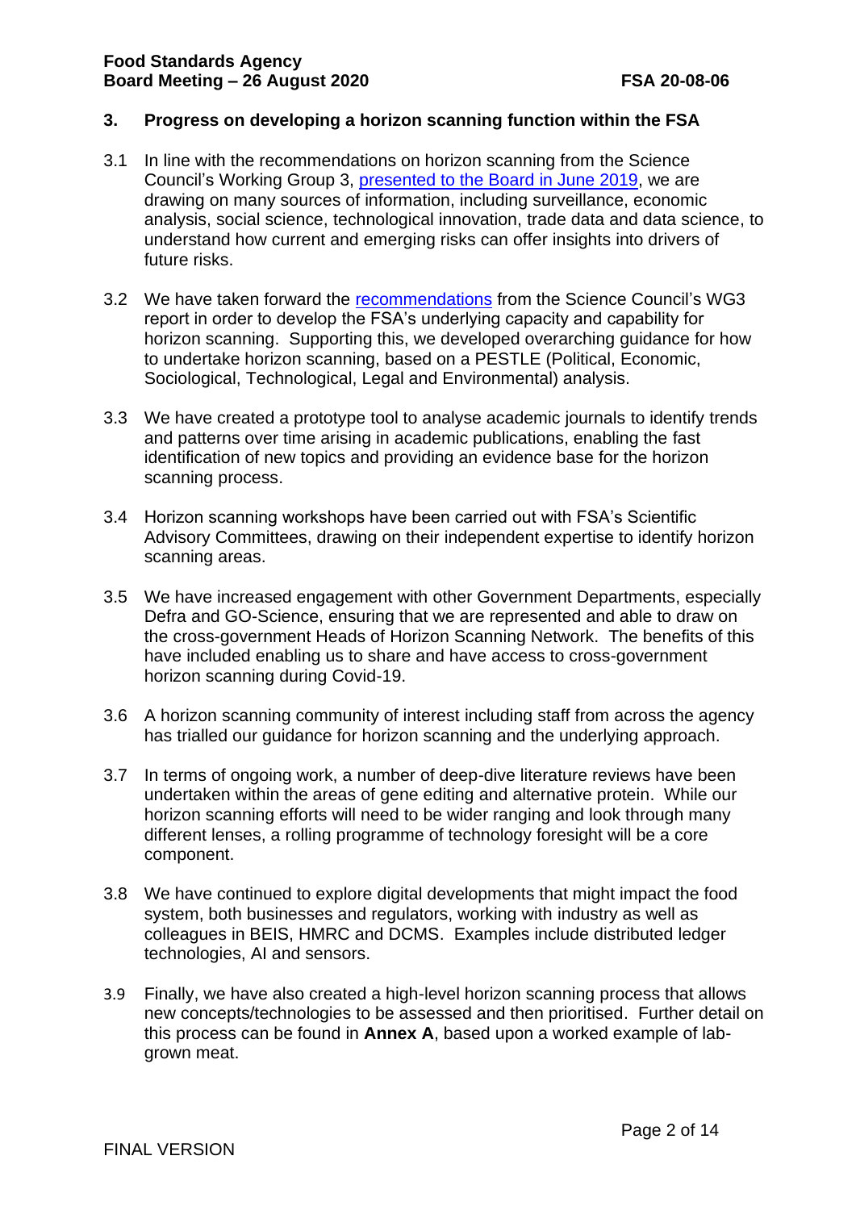## 3. Progress on developing a horizon scanning function within the FSA

3.1 In line with the recommendations on horizon scanning from the Science Council's Working Group 3, presented to the Board in June 2019, we are drawing on many sources of information, including surveillance, economic analysis, social science, technological innovation, trade data and data science, to understand how current and emerging risks can offer insights into drivers of future risks.

3.2 We have taken forward the recommendations from the Science Council's WG3 report in order to develop the FSA's underlying capacity and capability for horizon scanning. Supporting this, we developed overarching guidance for how to undertake horizon scanning, based on a PESTLE (Political, Economic, Sociological, Technological, Legal and Environmental) analysis.

3.3 We have created a prototype tool to analyse academic journals to identify trends and patterns over time arising in academic publications, enabling the fast identification of new topics and providing an evidence base for the horizon scanning process.

3.4 Horizon scanning workshops have been carried out with FSA's Scientific Advisory Committees, drawing on their independent expertise to identify horizon scanning areas.

3.5 We have increased engagement with other Government Departments, especially Defra and GO-Science, ensuring that we are represented and able to draw on the cross-government Heads of Horizon Scanning Network. The benefits of this have included enabling us to share and have access to cross-government horizon scanning during Covid-19.

3.6 A horizon scanning community of interest including staff from across the agency has trialled our guidance for horizon scanning and the underlying approach.

3.7 In terms of ongoing work, a number of deep-dive literature reviews have been undertaken within the areas of gene editing and alternative protein. While our horizon scanning efforts will need to be wider ranging and look through many different lenses, a rolling programme of technology foresight will be a core component.

3.8 We have continued to explore digital developments that might impact the food system, both businesses and regulators, working with industry as well as colleagues in BEIS, HMRC and DCMS. Examples include distributed ledger technologies, AI and sensors.

3.9 Finally, we have also created a high-level horizon scanning process that allows new concepts/technologies to be assessed and then prioritised. Further detail on this process can be found in **Annex A**, based upon a worked example of lab-grown meat.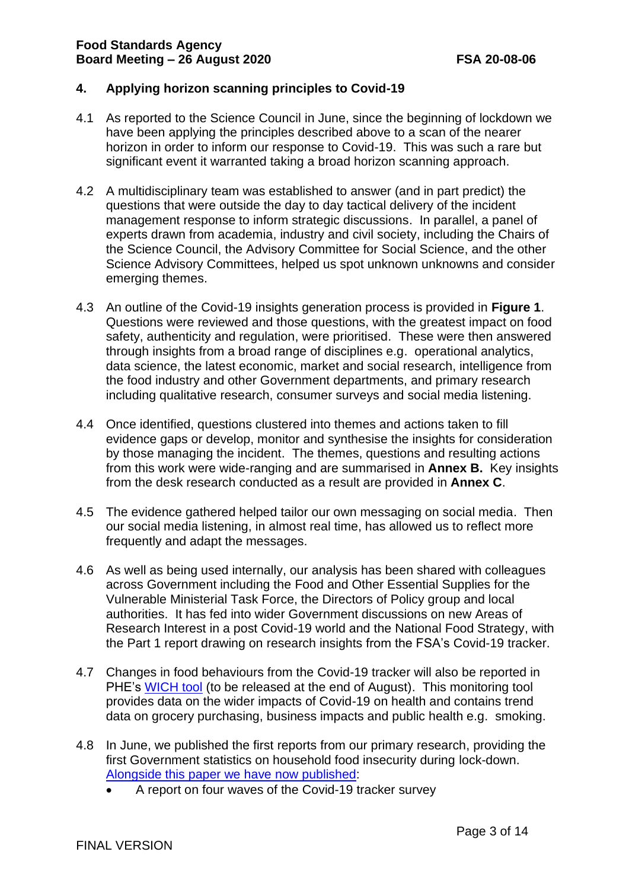## 4. Applying horizon scanning principles to Covid-19

4.1 As reported to the Science Council in June, since the beginning of lockdown we have been applying the principles described above to a scan of the nearer horizon in order to inform our response to Covid-19. This was such a rare but significant event it warranted taking a broad horizon scanning approach.

4.2 A multidisciplinary team was established to answer (and in part predict) the questions that were outside the day to day tactical delivery of the incident management response to inform strategic discussions. In parallel, a panel of experts drawn from academia, industry and civil society, including the Chairs of the Science Council, the Advisory Committee for Social Science, and the other Science Advisory Committees, helped us spot unknown unknowns and consider emerging themes.

4.3 An outline of the Covid-19 insights generation process is provided in **Figure 1**. Questions were reviewed and those questions, with the greatest impact on food safety, authenticity and regulation, were prioritised. These were then answered through insights from a broad range of disciplines e.g. operational analytics, data science, the latest economic, market and social research, intelligence from the food industry and other Government departments, and primary research including qualitative research, consumer surveys and social media listening.

4.4 Once identified, questions clustered into themes and actions taken to fill evidence gaps or develop, monitor and synthesise the insights for consideration by those managing the incident. The themes, questions and resulting actions from this work were wide-ranging and are summarised in **Annex B.** Key insights from the desk research conducted as a result are provided in **Annex C**.

4.5 The evidence gathered helped tailor our own messaging on social media. Then our social media listening, in almost real time, has allowed us to reflect more frequently and adapt the messages.

4.6 As well as being used internally, our analysis has been shared with colleagues across Government including the Food and Other Essential Supplies for the Vulnerable Ministerial Task Force, the Directors of Policy group and local authorities. It has fed into wider Government discussions on new Areas of Research Interest in a post Covid-19 world and the National Food Strategy, with the Part 1 report drawing on research insights from the FSA's Covid-19 tracker.

4.7 Changes in food behaviours from the Covid-19 tracker will also be reported in PHE's WICH tool (to be released at the end of August). This monitoring tool provides data on the wider impacts of Covid-19 on health and contains trend data on grocery purchasing, business impacts and public health e.g. smoking.

4.8 In June, we published the first reports from our primary research, providing the first Government statistics on household food insecurity during lock-down. Alongside this paper we have now published:

- A report on four waves of the Covid-19 tracker survey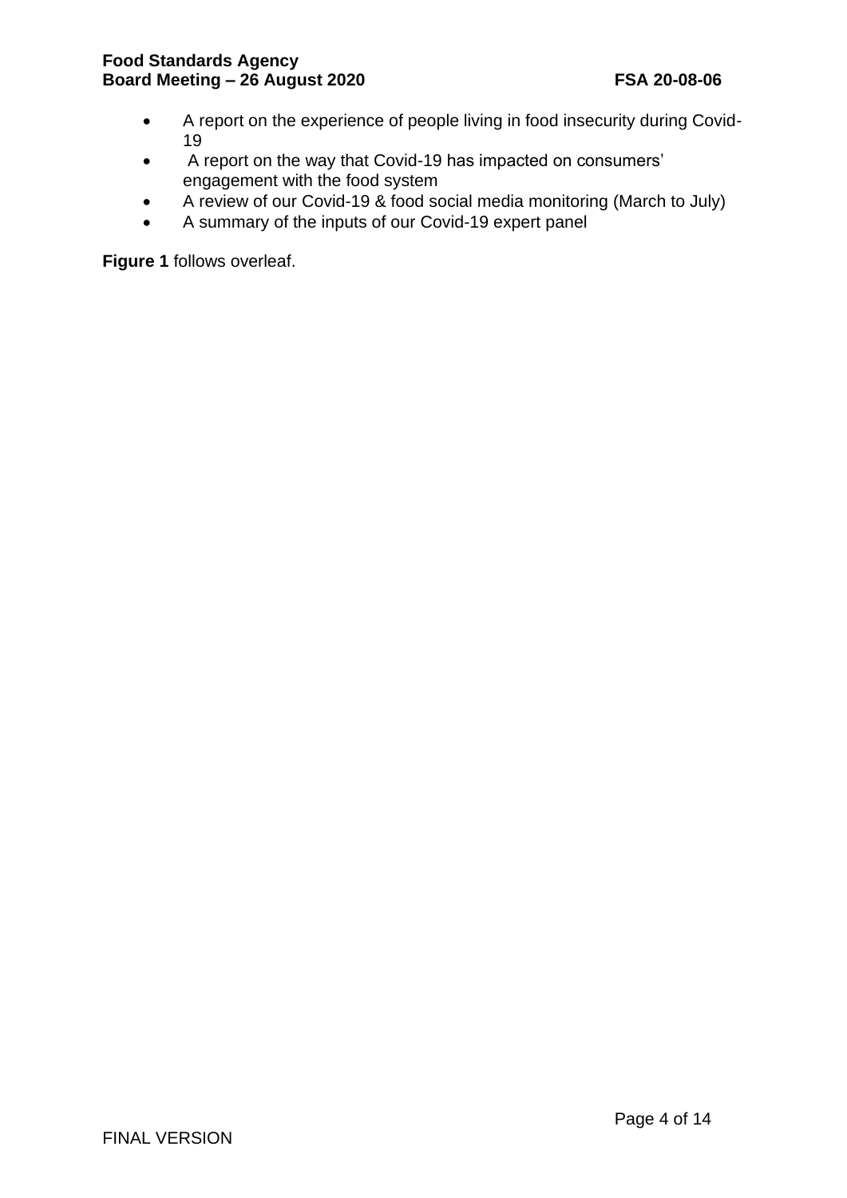- A report on the experience of people living in food insecurity during Covid-19
- A report on the way that Covid-19 has impacted on consumers' engagement with the food system
- A review of our Covid-19 & food social media monitoring (March to July)
- A summary of the inputs of our Covid-19 expert panel

**Figure 1** follows overleaf.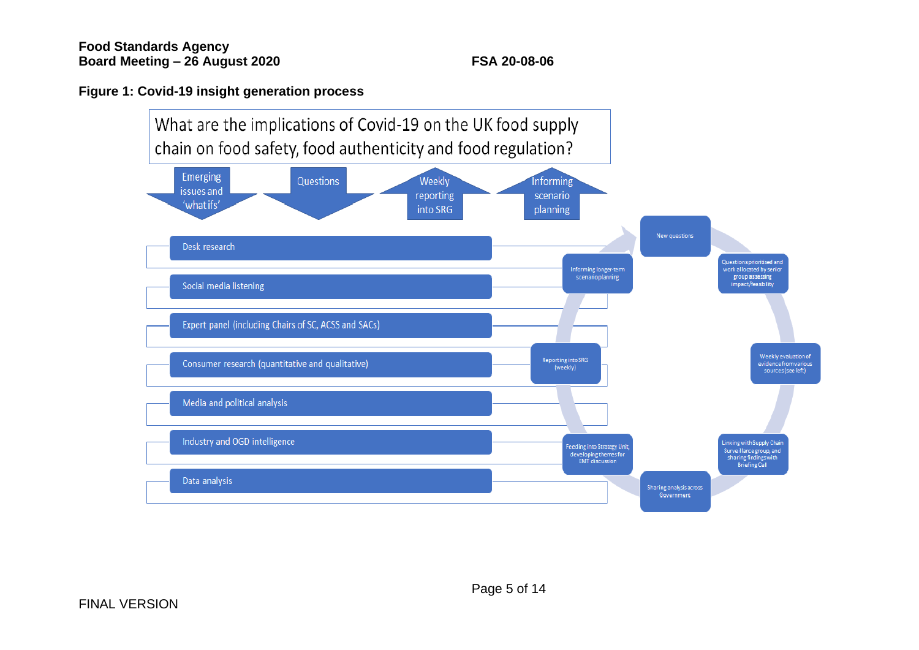**Figure 1: Covid-19 insight generation process**

What are the implications of Covid-19 on the UK food supply chain on food safety, food authenticity and food regulation?

- Emerging issues and 'what ifs'
- Questions
- Weekly reporting into SRG
- Informing scenario planning

- Desk research
- Social media listening
- Expert panel (including Chairs of SC, ACSS and SACs)
- Consumer research (quantitative and qualitative)
- Media and political analysis
- Industry and OGD intelligence
- Data analysis

Cycle:

- New questions
- Questions prioritised and work allocated by senior group assessing impact/feasibility
- Weekly evaluation of evidence from various sources (see left)
- Linking with Supply Chain Surveillance group, and sharing findings with Briefing Cell
- Sharing analysis across Government
- Feeding into Strategy Unit, developing themes for EMT discussion
- Reporting into SRG (weekly)
- Informing longer-term scenario planning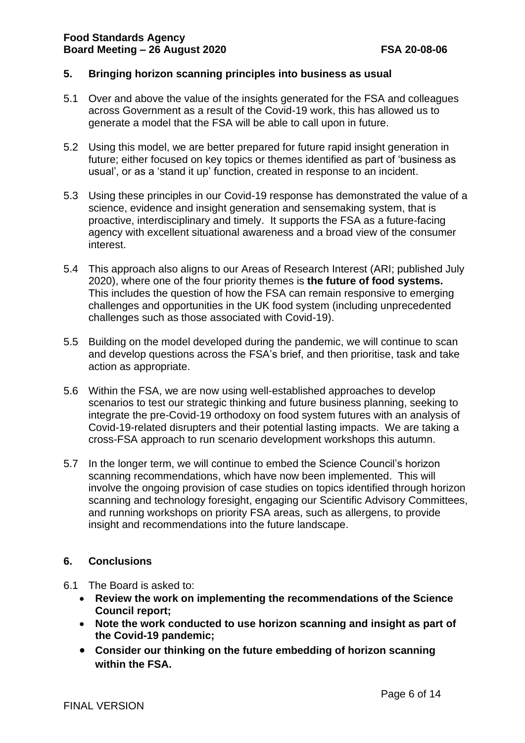## 5. Bringing horizon scanning principles into business as usual

5.1 Over and above the value of the insights generated for the FSA and colleagues across Government as a result of the Covid-19 work, this has allowed us to generate a model that the FSA will be able to call upon in future.

5.2 Using this model, we are better prepared for future rapid insight generation in future; either focused on key topics or themes identified as part of 'business as usual', or as a 'stand it up' function, created in response to an incident.

5.3 Using these principles in our Covid-19 response has demonstrated the value of a science, evidence and insight generation and sensemaking system, that is proactive, interdisciplinary and timely. It supports the FSA as a future-facing agency with excellent situational awareness and a broad view of the consumer interest.

5.4 This approach also aligns to our Areas of Research Interest (ARI; published July 2020), where one of the four priority themes is **the future of food systems.** This includes the question of how the FSA can remain responsive to emerging challenges and opportunities in the UK food system (including unprecedented challenges such as those associated with Covid-19).

5.5 Building on the model developed during the pandemic, we will continue to scan and develop questions across the FSA's brief, and then prioritise, task and take action as appropriate.

5.6 Within the FSA, we are now using well-established approaches to develop scenarios to test our strategic thinking and future business planning, seeking to integrate the pre-Covid-19 orthodoxy on food system futures with an analysis of Covid-19-related disrupters and their potential lasting impacts. We are taking a cross-FSA approach to run scenario development workshops this autumn.

5.7 In the longer term, we will continue to embed the Science Council's horizon scanning recommendations, which have now been implemented. This will involve the ongoing provision of case studies on topics identified through horizon scanning and technology foresight, engaging our Scientific Advisory Committees, and running workshops on priority FSA areas, such as allergens, to provide insight and recommendations into the future landscape.

## 6. Conclusions

6.1 The Board is asked to:

- **Review the work on implementing the recommendations of the Science Council report;**
- **Note the work conducted to use horizon scanning and insight as part of the Covid-19 pandemic;**
- **Consider our thinking on the future embedding of horizon scanning within the FSA.**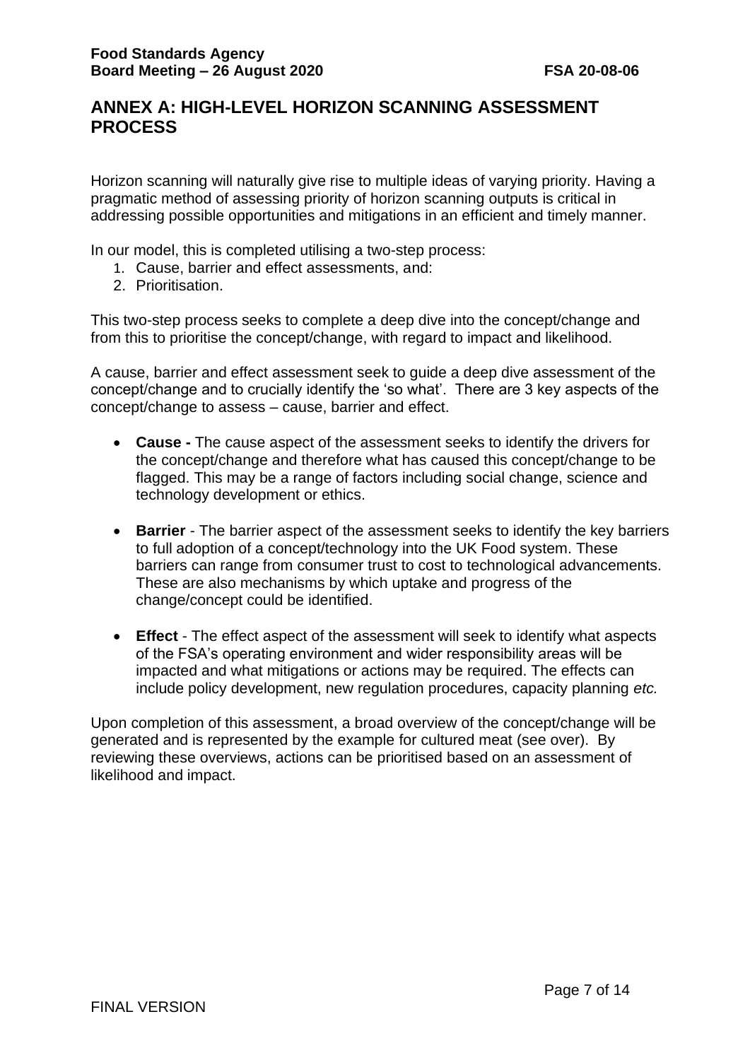## ANNEX A: HIGH-LEVEL HORIZON SCANNING ASSESSMENT PROCESS

Horizon scanning will naturally give rise to multiple ideas of varying priority. Having a pragmatic method of assessing priority of horizon scanning outputs is critical in addressing possible opportunities and mitigations in an efficient and timely manner.

In our model, this is completed utilising a two-step process:

1. Cause, barrier and effect assessments, and:
2. Prioritisation.

This two-step process seeks to complete a deep dive into the concept/change and from this to prioritise the concept/change, with regard to impact and likelihood.

A cause, barrier and effect assessment seek to guide a deep dive assessment of the concept/change and to crucially identify the 'so what'. There are 3 key aspects of the concept/change to assess – cause, barrier and effect.

- **Cause -** The cause aspect of the assessment seeks to identify the drivers for the concept/change and therefore what has caused this concept/change to be flagged. This may be a range of factors including social change, science and technology development or ethics.

- **Barrier** - The barrier aspect of the assessment seeks to identify the key barriers to full adoption of a concept/technology into the UK Food system. These barriers can range from consumer trust to cost to technological advancements. These are also mechanisms by which uptake and progress of the change/concept could be identified.

- **Effect** - The effect aspect of the assessment will seek to identify what aspects of the FSA's operating environment and wider responsibility areas will be impacted and what mitigations or actions may be required. The effects can include policy development, new regulation procedures, capacity planning *etc.*

Upon completion of this assessment, a broad overview of the concept/change will be generated and is represented by the example for cultured meat (see over). By reviewing these overviews, actions can be prioritised based on an assessment of likelihood and impact.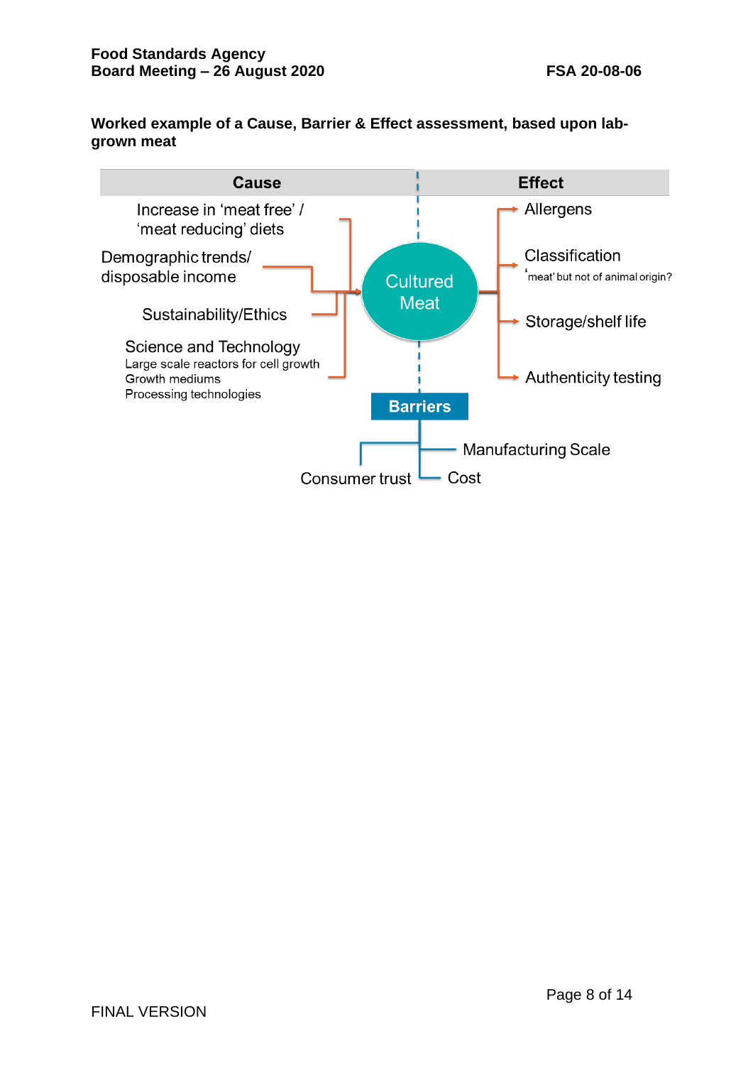**Worked example of a Cause, Barrier & Effect assessment, based upon lab-grown meat**

**Cause**

- Increase in 'meat free' / 'meat reducing' diets
- Demographic trends/ disposable income
- Sustainability/Ethics
- Science and Technology
  - Large scale reactors for cell growth
  - Growth mediums
  - Processing technologies

Cultured Meat

**Effect**

- Allergens
- Classification
  - 'meat' but not of animal origin?
- Storage/shelf life
- Authenticity testing

**Barriers**

- Manufacturing Scale
- Consumer trust
- Cost

FINAL VERSION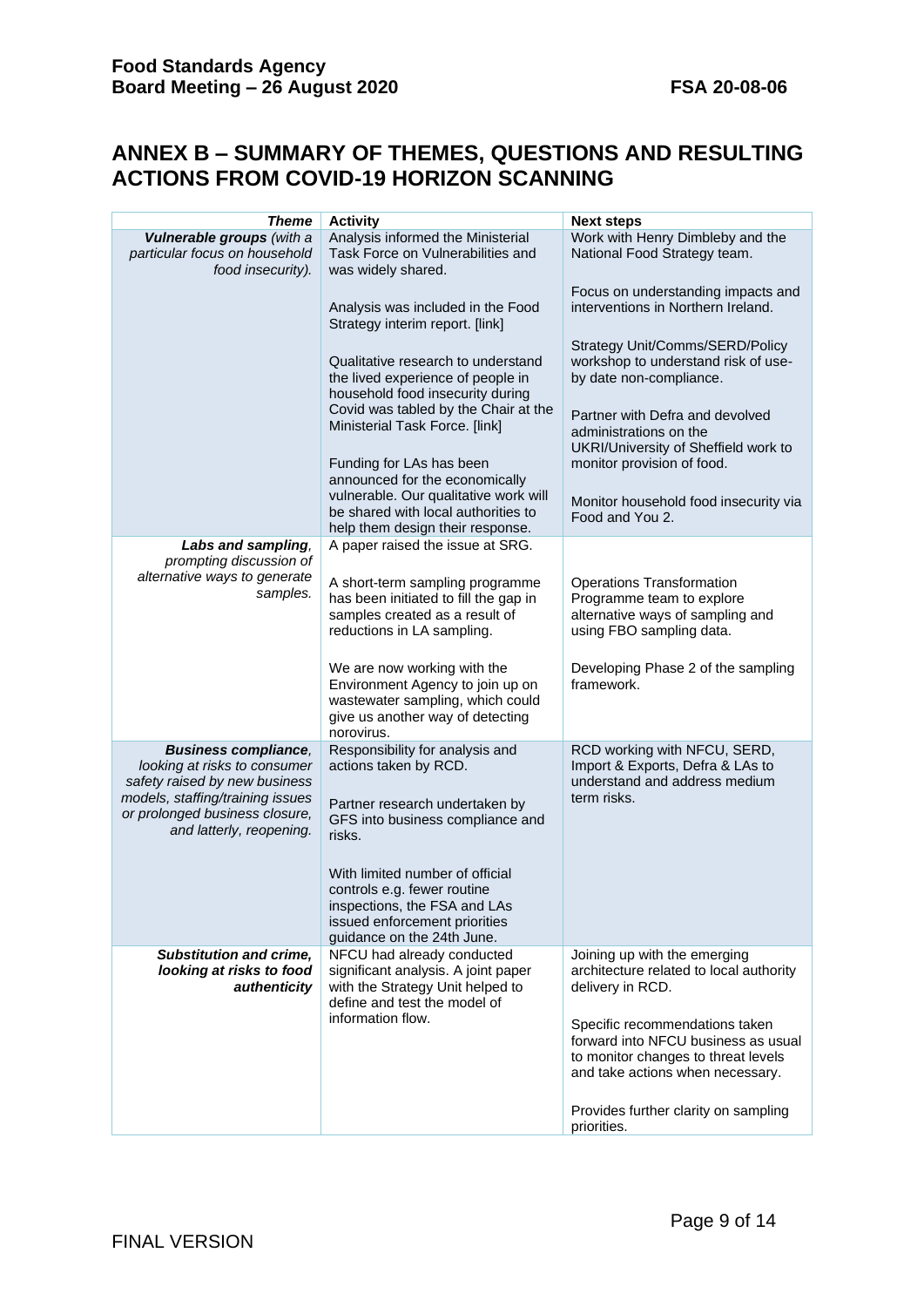## ANNEX B – SUMMARY OF THEMES, QUESTIONS AND RESULTING ACTIONS FROM COVID-19 HORIZON SCANNING

| *Theme* | Activity | Next steps |
|---|---|---|
| ***Vulnerable groups*** *(with a particular focus on household food insecurity).* | Analysis informed the Ministerial Task Force on Vulnerabilities and was widely shared.<br><br>Analysis was included in the Food Strategy interim report. [link]<br><br>Qualitative research to understand the lived experience of people in household food insecurity during Covid was tabled by the Chair at the Ministerial Task Force. [link]<br><br>Funding for LAs has been announced for the economically vulnerable. Our qualitative work will be shared with local authorities to help them design their response. | Work with Henry Dimbleby and the National Food Strategy team.<br><br>Focus on understanding impacts and interventions in Northern Ireland.<br><br>Strategy Unit/Comms/SERD/Policy workshop to understand risk of use-by date non-compliance.<br><br>Partner with Defra and devolved administrations on the UKRI/University of Sheffield work to monitor provision of food.<br><br>Monitor household food insecurity via Food and You 2. |
| ***Labs and sampling****, prompting discussion of alternative ways to generate samples.* | A paper raised the issue at SRG.<br><br>A short-term sampling programme has been initiated to fill the gap in samples created as a result of reductions in LA sampling.<br><br>We are now working with the Environment Agency to join up on wastewater sampling, which could give us another way of detecting norovirus. | Operations Transformation Programme team to explore alternative ways of sampling and using FBO sampling data.<br><br>Developing Phase 2 of the sampling framework. |
| ***Business compliance****, looking at risks to consumer safety raised by new business models, staffing/training issues or prolonged business closure, and latterly, reopening.* | Responsibility for analysis and actions taken by RCD.<br><br>Partner research undertaken by GFS into business compliance and risks.<br><br>With limited number of official controls e.g. fewer routine inspections, the FSA and LAs issued enforcement priorities guidance on the 24th June. | RCD working with NFCU, SERD, Import & Exports, Defra & LAs to understand and address medium term risks. |
| ***Substitution and crime, looking at risks to food authenticity*** | NFCU had already conducted significant analysis. A joint paper with the Strategy Unit helped to define and test the model of information flow. | Joining up with the emerging architecture related to local authority delivery in RCD.<br><br>Specific recommendations taken forward into NFCU business as usual to monitor changes to threat levels and take actions when necessary.<br><br>Provides further clarity on sampling priorities. |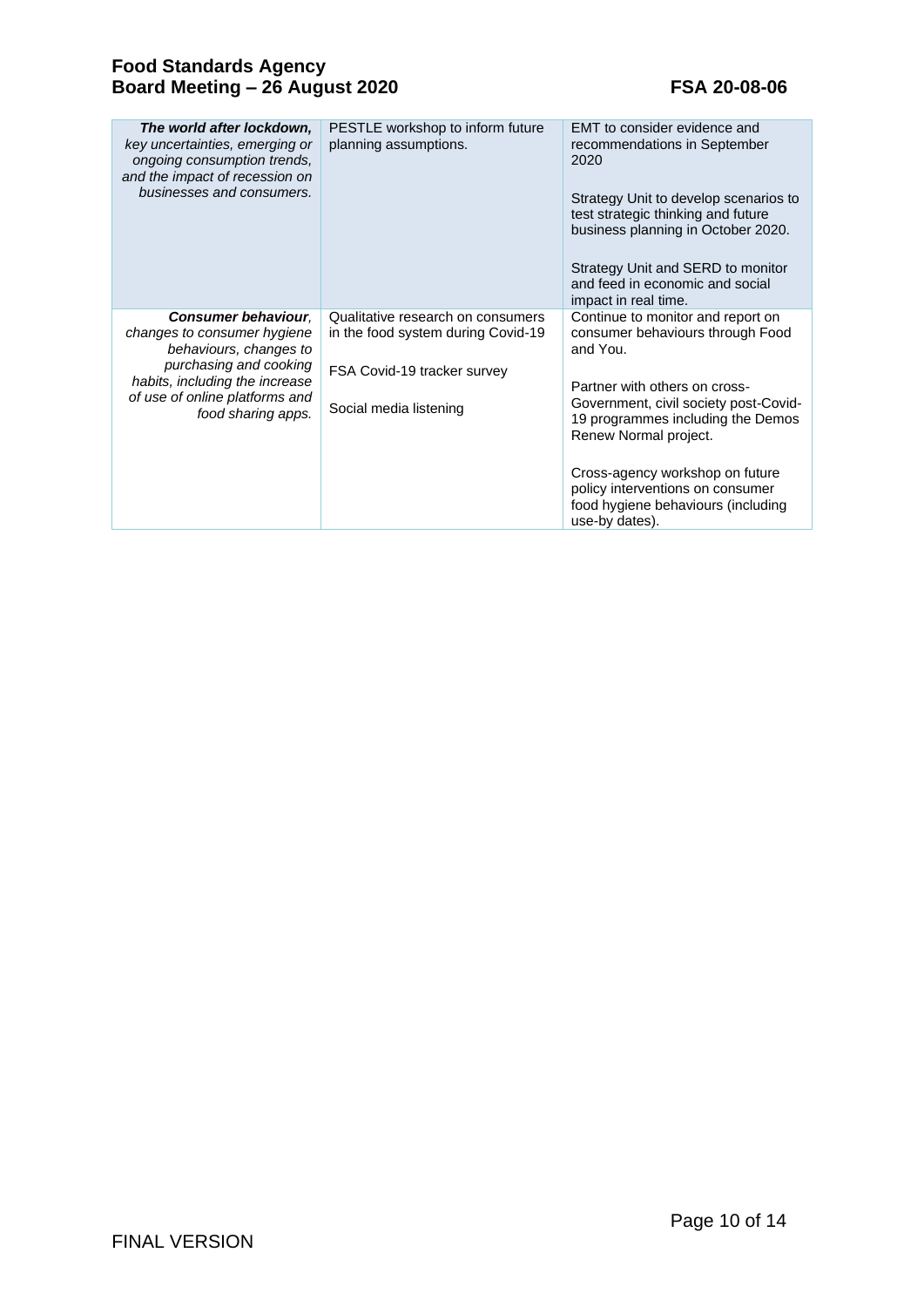| | | |
|---|---|---|
| ***The world after lockdown,*** *key uncertainties, emerging or ongoing consumption trends, and the impact of recession on businesses and consumers.* | PESTLE workshop to inform future planning assumptions. | EMT to consider evidence and recommendations in September 2020<br><br>Strategy Unit to develop scenarios to test strategic thinking and future business planning in October 2020.<br><br>Strategy Unit and SERD to monitor and feed in economic and social impact in real time. |
| ***Consumer behaviour**, changes to consumer hygiene behaviours, changes to purchasing and cooking habits, including the increase of use of online platforms and food sharing apps.* | Qualitative research on consumers in the food system during Covid-19<br><br>FSA Covid-19 tracker survey<br><br>Social media listening | Continue to monitor and report on consumer behaviours through Food and You.<br><br>Partner with others on cross-Government, civil society post-Covid-19 programmes including the Demos Renew Normal project.<br><br>Cross-agency workshop on future policy interventions on consumer food hygiene behaviours (including use-by dates). |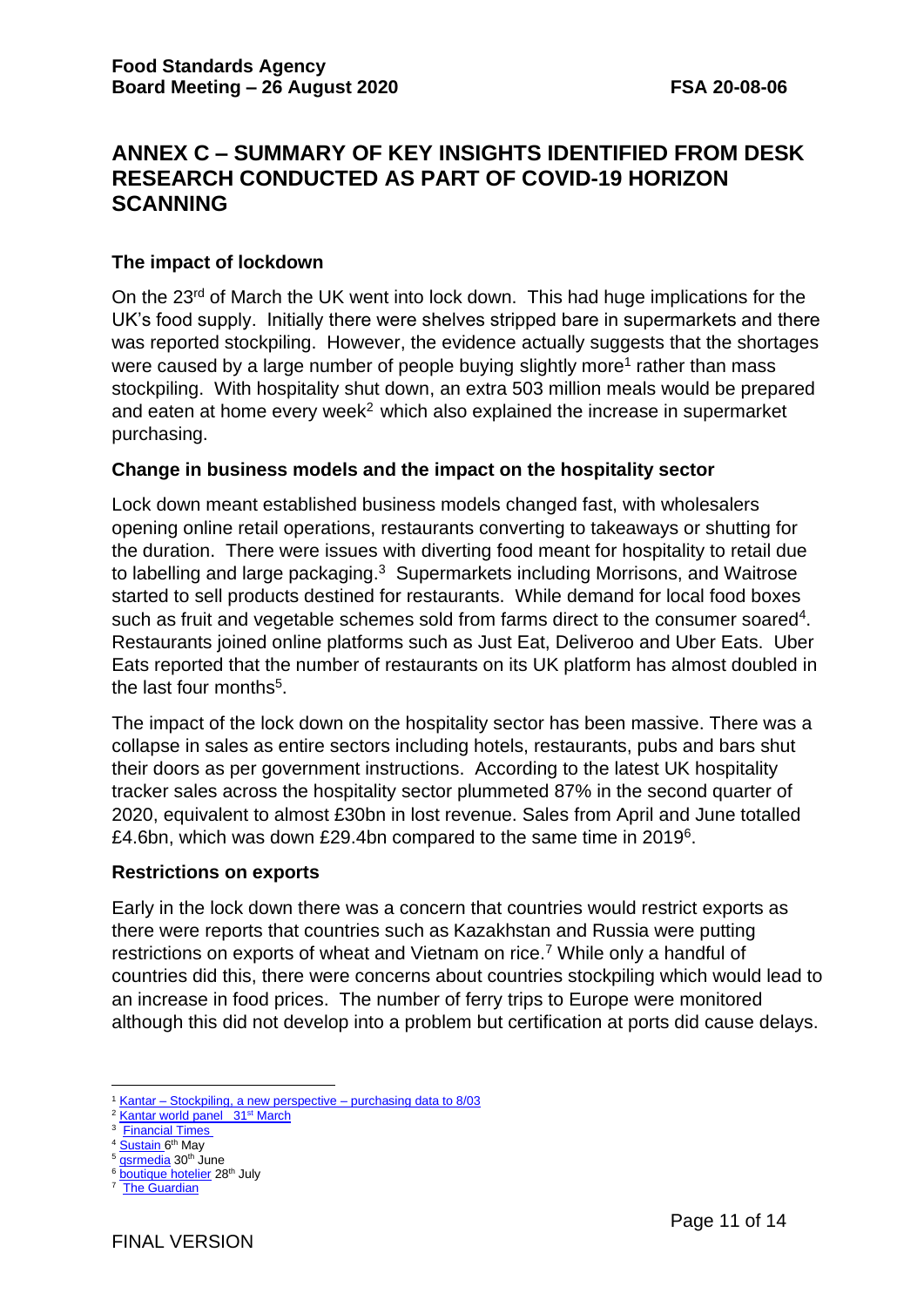# ANNEX C – SUMMARY OF KEY INSIGHTS IDENTIFIED FROM DESK RESEARCH CONDUCTED AS PART OF COVID-19 HORIZON SCANNING

### The impact of lockdown

On the 23rd of March the UK went into lock down. This had huge implications for the UK's food supply. Initially there were shelves stripped bare in supermarkets and there was reported stockpiling. However, the evidence actually suggests that the shortages were caused by a large number of people buying slightly more[1] rather than mass stockpiling. With hospitality shut down, an extra 503 million meals would be prepared and eaten at home every week[2] which also explained the increase in supermarket purchasing.

### Change in business models and the impact on the hospitality sector

Lock down meant established business models changed fast, with wholesalers opening online retail operations, restaurants converting to takeaways or shutting for the duration. There were issues with diverting food meant for hospitality to retail due to labelling and large packaging.[3] Supermarkets including Morrisons, and Waitrose started to sell products destined for restaurants. While demand for local food boxes such as fruit and vegetable schemes sold from farms direct to the consumer soared[4]. Restaurants joined online platforms such as Just Eat, Deliveroo and Uber Eats. Uber Eats reported that the number of restaurants on its UK platform has almost doubled in the last four months[5].

The impact of the lock down on the hospitality sector has been massive. There was a collapse in sales as entire sectors including hotels, restaurants, pubs and bars shut their doors as per government instructions. According to the latest UK hospitality tracker sales across the hospitality sector plummeted 87% in the second quarter of 2020, equivalent to almost £30bn in lost revenue. Sales from April and June totalled £4.6bn, which was down £29.4bn compared to the same time in 2019[6].

### Restrictions on exports

Early in the lock down there was a concern that countries would restrict exports as there were reports that countries such as Kazakhstan and Russia were putting restrictions on exports of wheat and Vietnam on rice.[7] While only a handful of countries did this, there were concerns about countries stockpiling which would lead to an increase in food prices. The number of ferry trips to Europe were monitored although this did not develop into a problem but certification at ports did cause delays.

---

[1] Kantar – Stockpiling, a new perspective – purchasing data to 8/03
[2] Kantar world panel 31st March
[3] Financial Times
[4] Sustain 6th May
[5] qsrmedia 30th June
[6] boutique hotelier 28th July
[7] The Guardian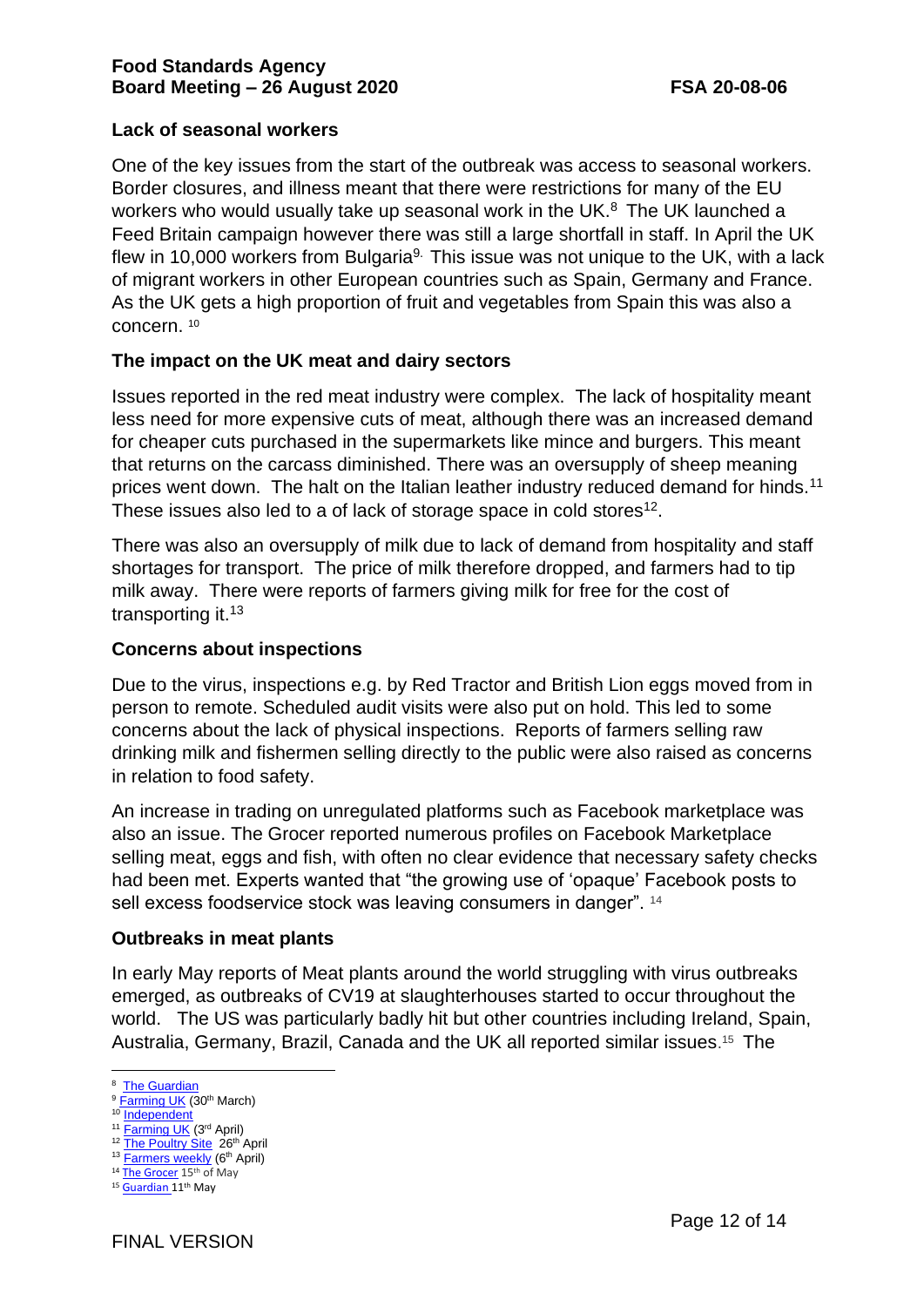### Lack of seasonal workers

One of the key issues from the start of the outbreak was access to seasonal workers. Border closures, and illness meant that there were restrictions for many of the EU workers who would usually take up seasonal work in the UK.[8] The UK launched a Feed Britain campaign however there was still a large shortfall in staff. In April the UK flew in 10,000 workers from Bulgaria[9]. This issue was not unique to the UK, with a lack of migrant workers in other European countries such as Spain, Germany and France. As the UK gets a high proportion of fruit and vegetables from Spain this was also a concern. [10]

### The impact on the UK meat and dairy sectors

Issues reported in the red meat industry were complex. The lack of hospitality meant less need for more expensive cuts of meat, although there was an increased demand for cheaper cuts purchased in the supermarkets like mince and burgers. This meant that returns on the carcass diminished. There was an oversupply of sheep meaning prices went down. The halt on the Italian leather industry reduced demand for hinds.[11] These issues also led to a of lack of storage space in cold stores[12].

There was also an oversupply of milk due to lack of demand from hospitality and staff shortages for transport. The price of milk therefore dropped, and farmers had to tip milk away. There were reports of farmers giving milk for free for the cost of transporting it.[13]

### Concerns about inspections

Due to the virus, inspections e.g. by Red Tractor and British Lion eggs moved from in person to remote. Scheduled audit visits were also put on hold. This led to some concerns about the lack of physical inspections. Reports of farmers selling raw drinking milk and fishermen selling directly to the public were also raised as concerns in relation to food safety.

An increase in trading on unregulated platforms such as Facebook marketplace was also an issue. The Grocer reported numerous profiles on Facebook Marketplace selling meat, eggs and fish, with often no clear evidence that necessary safety checks had been met. Experts wanted that "the growing use of 'opaque' Facebook posts to sell excess foodservice stock was leaving consumers in danger". [14]

### Outbreaks in meat plants

In early May reports of Meat plants around the world struggling with virus outbreaks emerged, as outbreaks of CV19 at slaughterhouses started to occur throughout the world. The US was particularly badly hit but other countries including Ireland, Spain, Australia, Germany, Brazil, Canada and the UK all reported similar issues.[15] The

---

[8] The Guardian
[9] Farming UK (30th March)
[10] Independent
[11] Farming UK (3rd April)
[12] The Poultry Site 26th April
[13] Farmers weekly (6th April)
[14] The Grocer 15th of May
[15] Guardian 11th May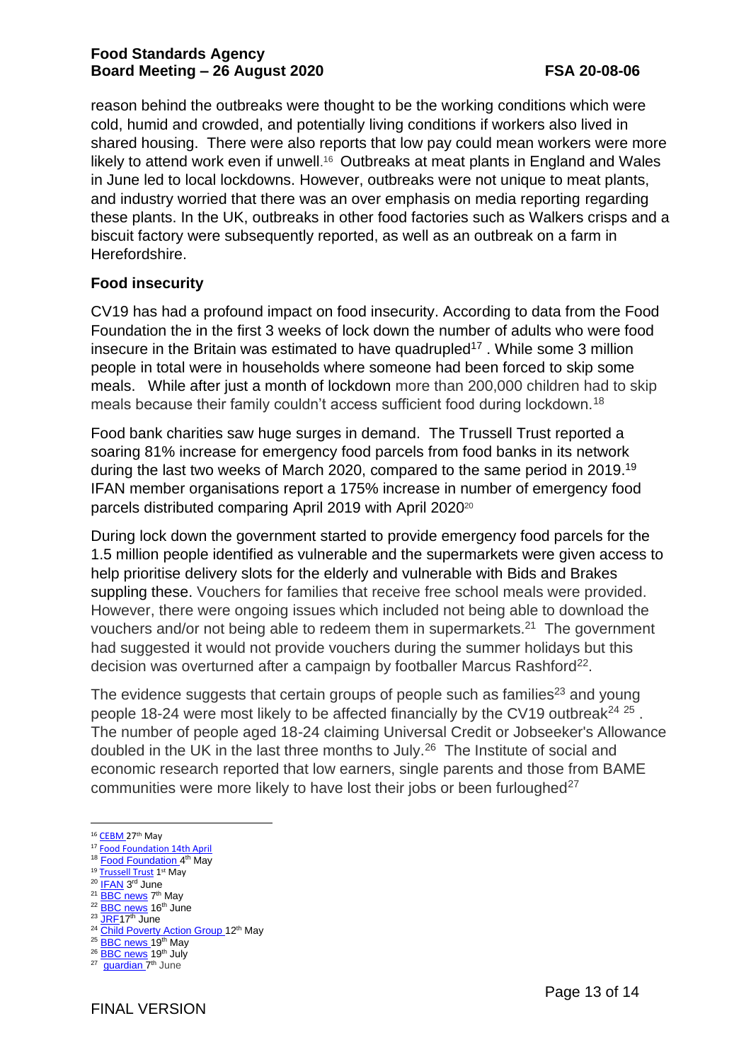reason behind the outbreaks were thought to be the working conditions which were cold, humid and crowded, and potentially living conditions if workers also lived in shared housing. There were also reports that low pay could mean workers were more likely to attend work even if unwell.[16] Outbreaks at meat plants in England and Wales in June led to local lockdowns. However, outbreaks were not unique to meat plants, and industry worried that there was an over emphasis on media reporting regarding these plants. In the UK, outbreaks in other food factories such as Walkers crisps and a biscuit factory were subsequently reported, as well as an outbreak on a farm in Herefordshire.

**Food insecurity**

CV19 has had a profound impact on food insecurity. According to data from the Food Foundation the in the first 3 weeks of lock down the number of adults who were food insecure in the Britain was estimated to have quadrupled[17] . While some 3 million people in total were in households where someone had been forced to skip some meals. While after just a month of lockdown more than 200,000 children had to skip meals because their family couldn't access sufficient food during lockdown.[18]

Food bank charities saw huge surges in demand. The Trussell Trust reported a soaring 81% increase for emergency food parcels from food banks in its network during the last two weeks of March 2020, compared to the same period in 2019.[19] IFAN member organisations report a 175% increase in number of emergency food parcels distributed comparing April 2019 with April 2020[20]

During lock down the government started to provide emergency food parcels for the 1.5 million people identified as vulnerable and the supermarkets were given access to help prioritise delivery slots for the elderly and vulnerable with Bids and Brakes suppling these. Vouchers for families that receive free school meals were provided. However, there were ongoing issues which included not being able to download the vouchers and/or not being able to redeem them in supermarkets.[21] The government had suggested it would not provide vouchers during the summer holidays but this decision was overturned after a campaign by footballer Marcus Rashford[22].

The evidence suggests that certain groups of people such as families[23] and young people 18-24 were most likely to be affected financially by the CV19 outbreak[24] [25] . The number of people aged 18-24 claiming Universal Credit or Jobseeker's Allowance doubled in the UK in the last three months to July.[26] The Institute of social and economic research reported that low earners, single parents and those from BAME communities were more likely to have lost their jobs or been furloughed[27]

---

[16] CEBM 27th May
[17] Food Foundation 14th April
[18] Food Foundation 4th May
[19] Trussell Trust 1st May
[20] IFAN 3rd June
[21] BBC news 7th May
[22] BBC news 16th June
[23] JRF17th June
[24] Child Poverty Action Group 12th May
[25] BBC news 19th May
[26] BBC news 19th July
[27] guardian 7th June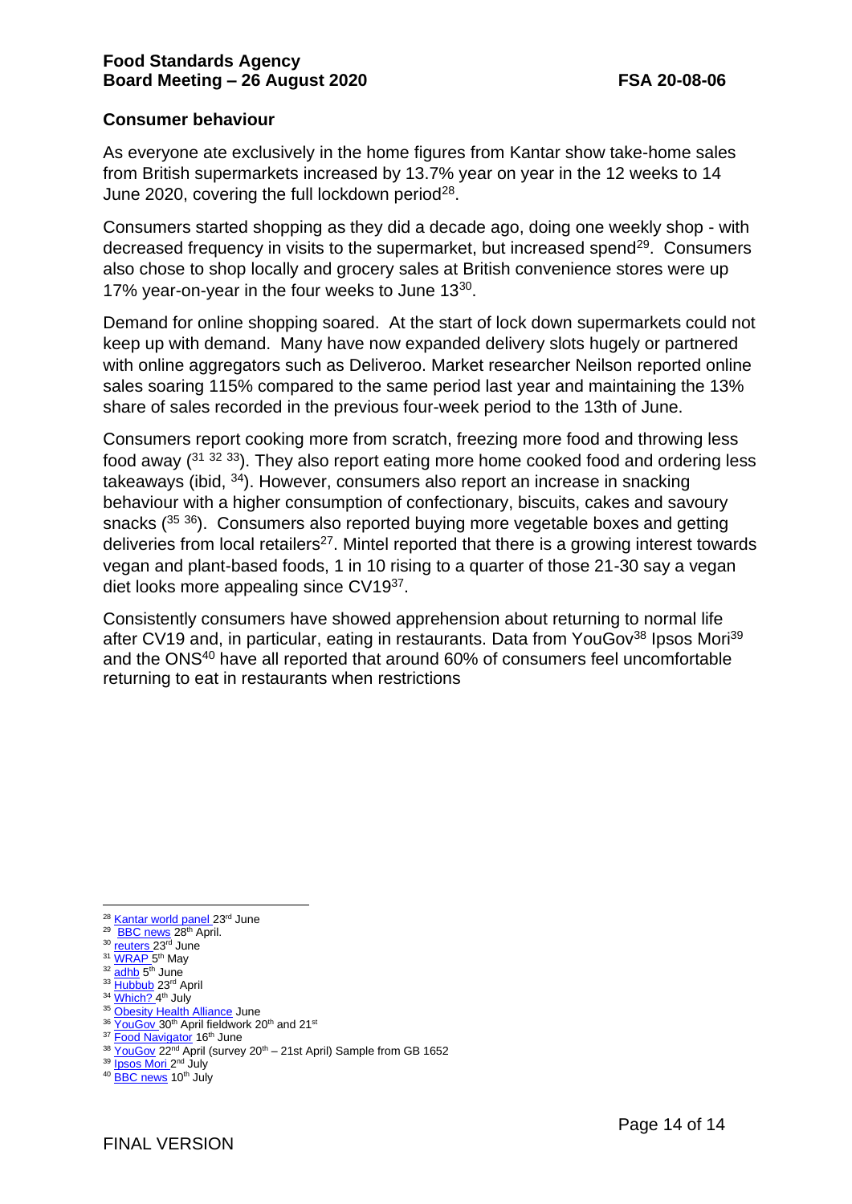## Consumer behaviour

As everyone ate exclusively in the home figures from Kantar show take-home sales from British supermarkets increased by 13.7% year on year in the 12 weeks to 14 June 2020, covering the full lockdown period[28].

Consumers started shopping as they did a decade ago, doing one weekly shop - with decreased frequency in visits to the supermarket, but increased spend[29]. Consumers also chose to shop locally and grocery sales at British convenience stores were up 17% year-on-year in the four weeks to June 13[30].

Demand for online shopping soared. At the start of lock down supermarkets could not keep up with demand. Many have now expanded delivery slots hugely or partnered with online aggregators such as Deliveroo. Market researcher Neilson reported online sales soaring 115% compared to the same period last year and maintaining the 13% share of sales recorded in the previous four-week period to the 13th of June.

Consumers report cooking more from scratch, freezing more food and throwing less food away ([31 32 33]). They also report eating more home cooked food and ordering less takeaways (ibid, [34]). However, consumers also report an increase in snacking behaviour with a higher consumption of confectionary, biscuits, cakes and savoury snacks ([35 36]). Consumers also reported buying more vegetable boxes and getting deliveries from local retailers[27]. Mintel reported that there is a growing interest towards vegan and plant-based foods, 1 in 10 rising to a quarter of those 21-30 say a vegan diet looks more appealing since CV19[37].

Consistently consumers have showed apprehension about returning to normal life after CV19 and, in particular, eating in restaurants. Data from YouGov[38] Ipsos Mori[39] and the ONS[40] have all reported that around 60% of consumers feel uncomfortable returning to eat in restaurants when restrictions

---

[28] Kantar world panel 23rd June
[29] BBC news 28th April.
[30] reuters 23rd June
[31] WRAP 5th May
[32] adhb 5th June
[33] Hubbub 23rd April
[34] Which? 4th July
[35] Obesity Health Alliance June
[36] YouGov 30th April fieldwork 20th and 21st
[37] Food Navigator 16th June
[38] YouGov 22nd April (survey 20th – 21st April) Sample from GB 1652
[39] Ipsos Mori 2nd July
[40] BBC news 10th July